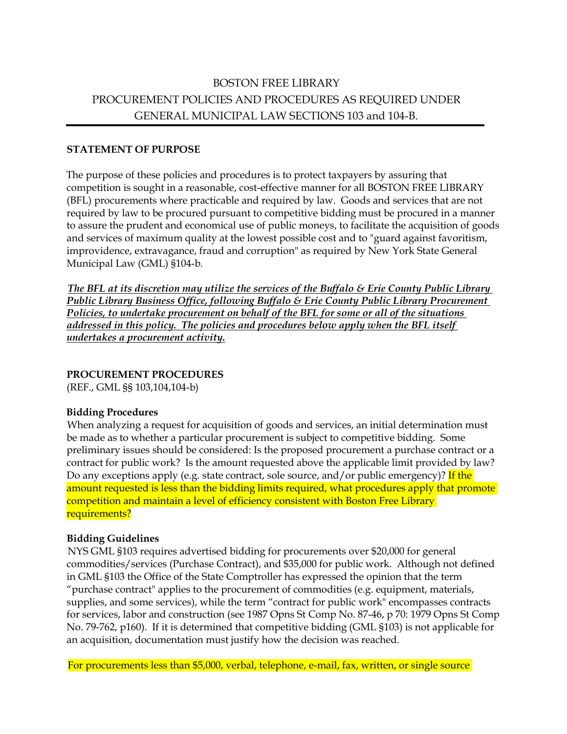# BOSTON FREE LIBRARY
## PROCUREMENT POLICIES AND PROCEDURES AS REQUIRED UNDER GENERAL MUNICIPAL LAW SECTIONS 103 and 104-B.

---

**STATEMENT OF PURPOSE**

The purpose of these policies and procedures is to protect taxpayers by assuring that competition is sought in a reasonable, cost-effective manner for all BOSTON FREE LIBRARY (BFL) procurements where practicable and required by law. Goods and services that are not required by law to be procured pursuant to competitive bidding must be procured in a manner to assure the prudent and economical use of public moneys, to facilitate the acquisition of goods and services of maximum quality at the lowest possible cost and to "guard against favoritism, improvidence, extravagance, fraud and corruption" as required by New York State General Municipal Law (GML) §104-b.

***The BFL at its discretion may utilize the services of the Buffalo & Erie County Public Library Public Library Business Office, following Buffalo & Erie County Public Library Procurement Policies, to undertake procurement on behalf of the BFL for some or all of the situations addressed in this policy. The policies and procedures below apply when the BFL itself undertakes a procurement activity.***

**PROCUREMENT PROCEDURES**
(REF., GML §§ 103,104,104-b)

**Bidding Procedures**
When analyzing a request for acquisition of goods and services, an initial determination must be made as to whether a particular procurement is subject to competitive bidding. Some preliminary issues should be considered: Is the proposed procurement a purchase contract or a contract for public work? Is the amount requested above the applicable limit provided by law? Do any exceptions apply (e.g. state contract, sole source, and/or public emergency)? If the amount requested is less than the bidding limits required, what procedures apply that promote competition and maintain a level of efficiency consistent with Boston Free Library requirements?

**Bidding Guidelines**
NYS GML §103 requires advertised bidding for procurements over $20,000 for general commodities/services (Purchase Contract), and $35,000 for public work. Although not defined in GML §103 the Office of the State Comptroller has expressed the opinion that the term "purchase contract" applies to the procurement of commodities (e.g. equipment, materials, supplies, and some services), while the term "contract for public work" encompasses contracts for services, labor and construction (see 1987 Opns St Comp No. 87-46, p 70: 1979 Opns St Comp No. 79-762, p160). If it is determined that competitive bidding (GML §103) is not applicable for an acquisition, documentation must justify how the decision was reached.

For procurements less than $5,000, verbal, telephone, e-mail, fax, written, or single source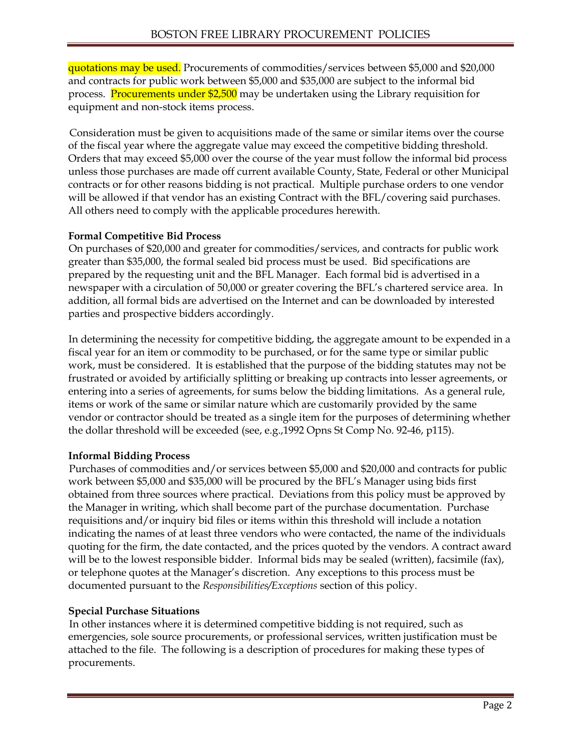quotations may be used. Procurements of commodities/services between $5,000 and $20,000 and contracts for public work between $5,000 and $35,000 are subject to the informal bid process. Procurements under $2,500 may be undertaken using the Library requisition for equipment and non-stock items process.

Consideration must be given to acquisitions made of the same or similar items over the course of the fiscal year where the aggregate value may exceed the competitive bidding threshold. Orders that may exceed $5,000 over the course of the year must follow the informal bid process unless those purchases are made off current available County, State, Federal or other Municipal contracts or for other reasons bidding is not practical. Multiple purchase orders to one vendor will be allowed if that vendor has an existing Contract with the BFL/covering said purchases. All others need to comply with the applicable procedures herewith.

**Formal Competitive Bid Process**

On purchases of $20,000 and greater for commodities/services, and contracts for public work greater than $35,000, the formal sealed bid process must be used. Bid specifications are prepared by the requesting unit and the BFL Manager. Each formal bid is advertised in a newspaper with a circulation of 50,000 or greater covering the BFL's chartered service area. In addition, all formal bids are advertised on the Internet and can be downloaded by interested parties and prospective bidders accordingly.

In determining the necessity for competitive bidding, the aggregate amount to be expended in a fiscal year for an item or commodity to be purchased, or for the same type or similar public work, must be considered. It is established that the purpose of the bidding statutes may not be frustrated or avoided by artificially splitting or breaking up contracts into lesser agreements, or entering into a series of agreements, for sums below the bidding limitations. As a general rule, items or work of the same or similar nature which are customarily provided by the same vendor or contractor should be treated as a single item for the purposes of determining whether the dollar threshold will be exceeded (see, e.g.,1992 Opns St Comp No. 92-46, p115).

**Informal Bidding Process**

Purchases of commodities and/or services between $5,000 and $20,000 and contracts for public work between $5,000 and $35,000 will be procured by the BFL's Manager using bids first obtained from three sources where practical. Deviations from this policy must be approved by the Manager in writing, which shall become part of the purchase documentation. Purchase requisitions and/or inquiry bid files or items within this threshold will include a notation indicating the names of at least three vendors who were contacted, the name of the individuals quoting for the firm, the date contacted, and the prices quoted by the vendors. A contract award will be to the lowest responsible bidder. Informal bids may be sealed (written), facsimile (fax), or telephone quotes at the Manager's discretion. Any exceptions to this process must be documented pursuant to the *Responsibilities/Exceptions* section of this policy.

**Special Purchase Situations**

In other instances where it is determined competitive bidding is not required, such as emergencies, sole source procurements, or professional services, written justification must be attached to the file. The following is a description of procedures for making these types of procurements.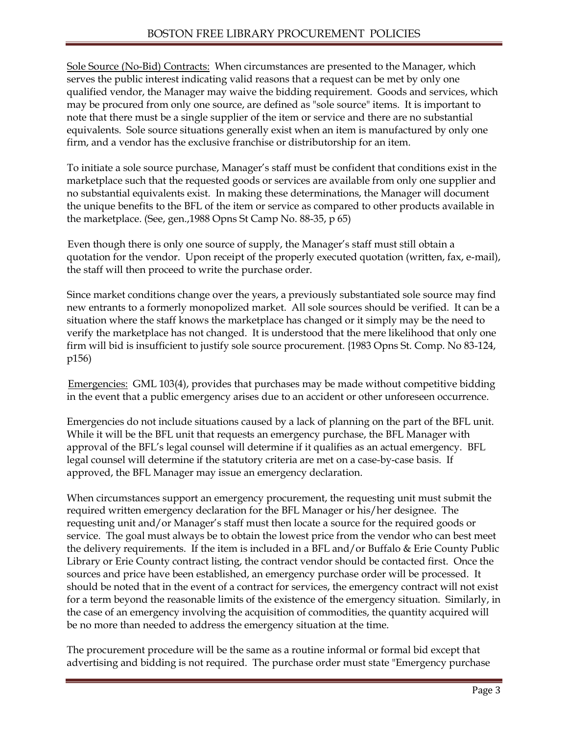Sole Source (No-Bid) Contracts: When circumstances are presented to the Manager, which serves the public interest indicating valid reasons that a request can be met by only one qualified vendor, the Manager may waive the bidding requirement. Goods and services, which may be procured from only one source, are defined as "sole source" items. It is important to note that there must be a single supplier of the item or service and there are no substantial equivalents. Sole source situations generally exist when an item is manufactured by only one firm, and a vendor has the exclusive franchise or distributorship for an item.

To initiate a sole source purchase, Manager's staff must be confident that conditions exist in the marketplace such that the requested goods or services are available from only one supplier and no substantial equivalents exist. In making these determinations, the Manager will document the unique benefits to the BFL of the item or service as compared to other products available in the marketplace. (See, gen.,1988 Opns St Camp No. 88-35, p 65)

Even though there is only one source of supply, the Manager's staff must still obtain a quotation for the vendor. Upon receipt of the properly executed quotation (written, fax, e-mail), the staff will then proceed to write the purchase order.

Since market conditions change over the years, a previously substantiated sole source may find new entrants to a formerly monopolized market. All sole sources should be verified. It can be a situation where the staff knows the marketplace has changed or it simply may be the need to verify the marketplace has not changed. It is understood that the mere likelihood that only one firm will bid is insufficient to justify sole source procurement. {1983 Opns St. Comp. No 83-124, p156)

Emergencies: GML 103(4), provides that purchases may be made without competitive bidding in the event that a public emergency arises due to an accident or other unforeseen occurrence.

Emergencies do not include situations caused by a lack of planning on the part of the BFL unit. While it will be the BFL unit that requests an emergency purchase, the BFL Manager with approval of the BFL's legal counsel will determine if it qualifies as an actual emergency. BFL legal counsel will determine if the statutory criteria are met on a case-by-case basis. If approved, the BFL Manager may issue an emergency declaration.

When circumstances support an emergency procurement, the requesting unit must submit the required written emergency declaration for the BFL Manager or his/her designee. The requesting unit and/or Manager's staff must then locate a source for the required goods or service. The goal must always be to obtain the lowest price from the vendor who can best meet the delivery requirements. If the item is included in a BFL and/or Buffalo & Erie County Public Library or Erie County contract listing, the contract vendor should be contacted first. Once the sources and price have been established, an emergency purchase order will be processed. It should be noted that in the event of a contract for services, the emergency contract will not exist for a term beyond the reasonable limits of the existence of the emergency situation. Similarly, in the case of an emergency involving the acquisition of commodities, the quantity acquired will be no more than needed to address the emergency situation at the time.

The procurement procedure will be the same as a routine informal or formal bid except that advertising and bidding is not required. The purchase order must state "Emergency purchase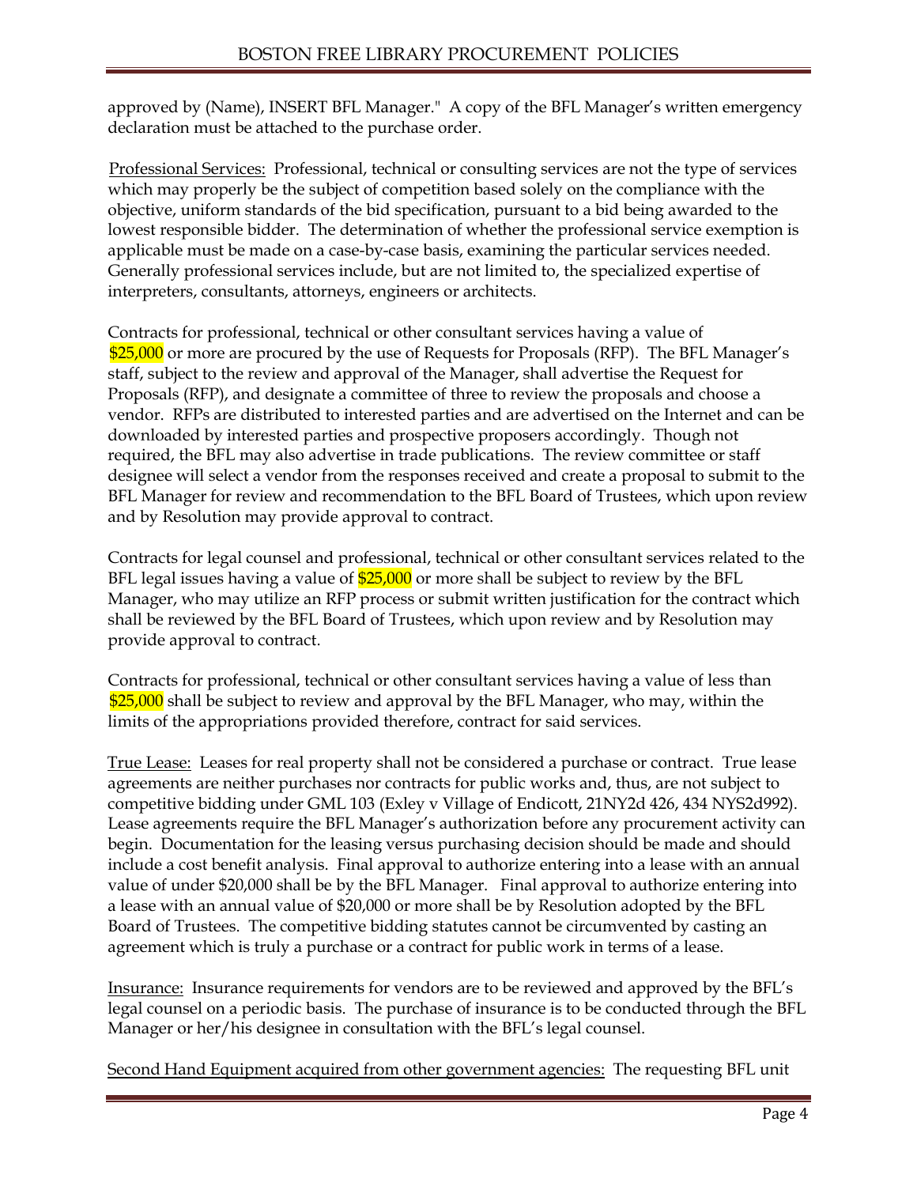approved by (Name), INSERT BFL Manager." A copy of the BFL Manager's written emergency declaration must be attached to the purchase order.

Professional Services: Professional, technical or consulting services are not the type of services which may properly be the subject of competition based solely on the compliance with the objective, uniform standards of the bid specification, pursuant to a bid being awarded to the lowest responsible bidder. The determination of whether the professional service exemption is applicable must be made on a case-by-case basis, examining the particular services needed. Generally professional services include, but are not limited to, the specialized expertise of interpreters, consultants, attorneys, engineers or architects.

Contracts for professional, technical or other consultant services having a value of $25,000 or more are procured by the use of Requests for Proposals (RFP). The BFL Manager's staff, subject to the review and approval of the Manager, shall advertise the Request for Proposals (RFP), and designate a committee of three to review the proposals and choose a vendor. RFPs are distributed to interested parties and are advertised on the Internet and can be downloaded by interested parties and prospective proposers accordingly. Though not required, the BFL may also advertise in trade publications. The review committee or staff designee will select a vendor from the responses received and create a proposal to submit to the BFL Manager for review and recommendation to the BFL Board of Trustees, which upon review and by Resolution may provide approval to contract.

Contracts for legal counsel and professional, technical or other consultant services related to the BFL legal issues having a value of $25,000 or more shall be subject to review by the BFL Manager, who may utilize an RFP process or submit written justification for the contract which shall be reviewed by the BFL Board of Trustees, which upon review and by Resolution may provide approval to contract.

Contracts for professional, technical or other consultant services having a value of less than $25,000 shall be subject to review and approval by the BFL Manager, who may, within the limits of the appropriations provided therefore, contract for said services.

True Lease: Leases for real property shall not be considered a purchase or contract. True lease agreements are neither purchases nor contracts for public works and, thus, are not subject to competitive bidding under GML 103 (Exley v Village of Endicott, 21NY2d 426, 434 NYS2d992). Lease agreements require the BFL Manager's authorization before any procurement activity can begin. Documentation for the leasing versus purchasing decision should be made and should include a cost benefit analysis. Final approval to authorize entering into a lease with an annual value of under $20,000 shall be by the BFL Manager. Final approval to authorize entering into a lease with an annual value of $20,000 or more shall be by Resolution adopted by the BFL Board of Trustees. The competitive bidding statutes cannot be circumvented by casting an agreement which is truly a purchase or a contract for public work in terms of a lease.

Insurance: Insurance requirements for vendors are to be reviewed and approved by the BFL's legal counsel on a periodic basis. The purchase of insurance is to be conducted through the BFL Manager or her/his designee in consultation with the BFL's legal counsel.

Second Hand Equipment acquired from other government agencies: The requesting BFL unit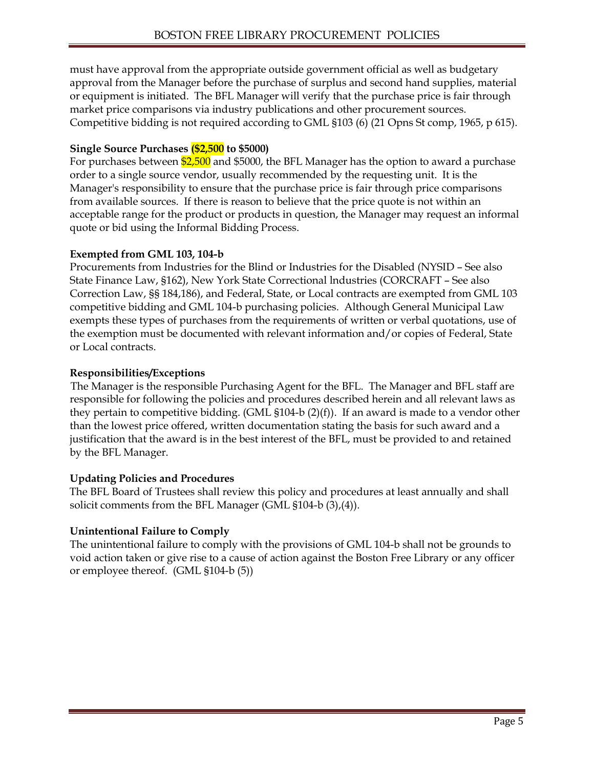must have approval from the appropriate outside government official as well as budgetary approval from the Manager before the purchase of surplus and second hand supplies, material or equipment is initiated. The BFL Manager will verify that the purchase price is fair through market price comparisons via industry publications and other procurement sources. Competitive bidding is not required according to GML §103 (6) (21 Opns St comp, 1965, p 615).

**Single Source Purchases ($2,500 to $5000)**

For purchases between $2,500 and $5000, the BFL Manager has the option to award a purchase order to a single source vendor, usually recommended by the requesting unit. It is the Manager's responsibility to ensure that the purchase price is fair through price comparisons from available sources. If there is reason to believe that the price quote is not within an acceptable range for the product or products in question, the Manager may request an informal quote or bid using the Informal Bidding Process.

**Exempted from GML 103, 104-b**

Procurements from Industries for the Blind or Industries for the Disabled (NYSID – See also State Finance Law, §162), New York State Correctional lndustries (CORCRAFT – See also Correction Law, §§ 184,186), and Federal, State, or Local contracts are exempted from GML 103 competitive bidding and GML 104-b purchasing policies. Although General Municipal Law exempts these types of purchases from the requirements of written or verbal quotations, use of the exemption must be documented with relevant information and/or copies of Federal, State or Local contracts.

**Responsibilities/Exceptions**

The Manager is the responsible Purchasing Agent for the BFL. The Manager and BFL staff are responsible for following the policies and procedures described herein and all relevant laws as they pertain to competitive bidding. (GML §104-b (2)(f)). If an award is made to a vendor other than the lowest price offered, written documentation stating the basis for such award and a justification that the award is in the best interest of the BFL, must be provided to and retained by the BFL Manager.

**Updating Policies and Procedures**

The BFL Board of Trustees shall review this policy and procedures at least annually and shall solicit comments from the BFL Manager (GML §104-b (3),(4)).

**Unintentional Failure to Comply**

The unintentional failure to comply with the provisions of GML 104-b shall not be grounds to void action taken or give rise to a cause of action against the Boston Free Library or any officer or employee thereof. (GML §104-b (5))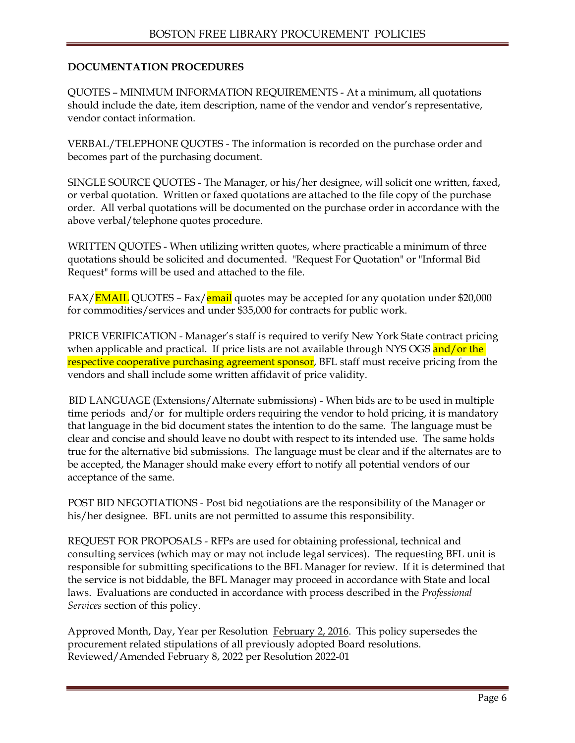**DOCUMENTATION PROCEDURES**

QUOTES – MINIMUM INFORMATION REQUIREMENTS - At a minimum, all quotations should include the date, item description, name of the vendor and vendor's representative, vendor contact information.

VERBAL/TELEPHONE QUOTES - The information is recorded on the purchase order and becomes part of the purchasing document.

SINGLE SOURCE QUOTES - The Manager, or his/her designee, will solicit one written, faxed, or verbal quotation. Written or faxed quotations are attached to the file copy of the purchase order. All verbal quotations will be documented on the purchase order in accordance with the above verbal/telephone quotes procedure.

WRITTEN QUOTES - When utilizing written quotes, where practicable a minimum of three quotations should be solicited and documented. "Request For Quotation" or "Informal Bid Request" forms will be used and attached to the file.

FAX/EMAIL QUOTES – Fax/email quotes may be accepted for any quotation under $20,000 for commodities/services and under $35,000 for contracts for public work.

PRICE VERIFICATION - Manager's staff is required to verify New York State contract pricing when applicable and practical. If price lists are not available through NYS OGS and/or the respective cooperative purchasing agreement sponsor, BFL staff must receive pricing from the vendors and shall include some written affidavit of price validity.

BID LANGUAGE (Extensions/Alternate submissions) - When bids are to be used in multiple time periods and/or for multiple orders requiring the vendor to hold pricing, it is mandatory that language in the bid document states the intention to do the same. The language must be clear and concise and should leave no doubt with respect to its intended use. The same holds true for the alternative bid submissions. The language must be clear and if the alternates are to be accepted, the Manager should make every effort to notify all potential vendors of our acceptance of the same.

POST BID NEGOTIATIONS - Post bid negotiations are the responsibility of the Manager or his/her designee. BFL units are not permitted to assume this responsibility.

REQUEST FOR PROPOSALS - RFPs are used for obtaining professional, technical and consulting services (which may or may not include legal services). The requesting BFL unit is responsible for submitting specifications to the BFL Manager for review. If it is determined that the service is not biddable, the BFL Manager may proceed in accordance with State and local laws. Evaluations are conducted in accordance with process described in the *Professional Services* section of this policy.

Approved Month, Day, Year per Resolution February 2, 2016. This policy supersedes the procurement related stipulations of all previously adopted Board resolutions.
Reviewed/Amended February 8, 2022 per Resolution 2022-01